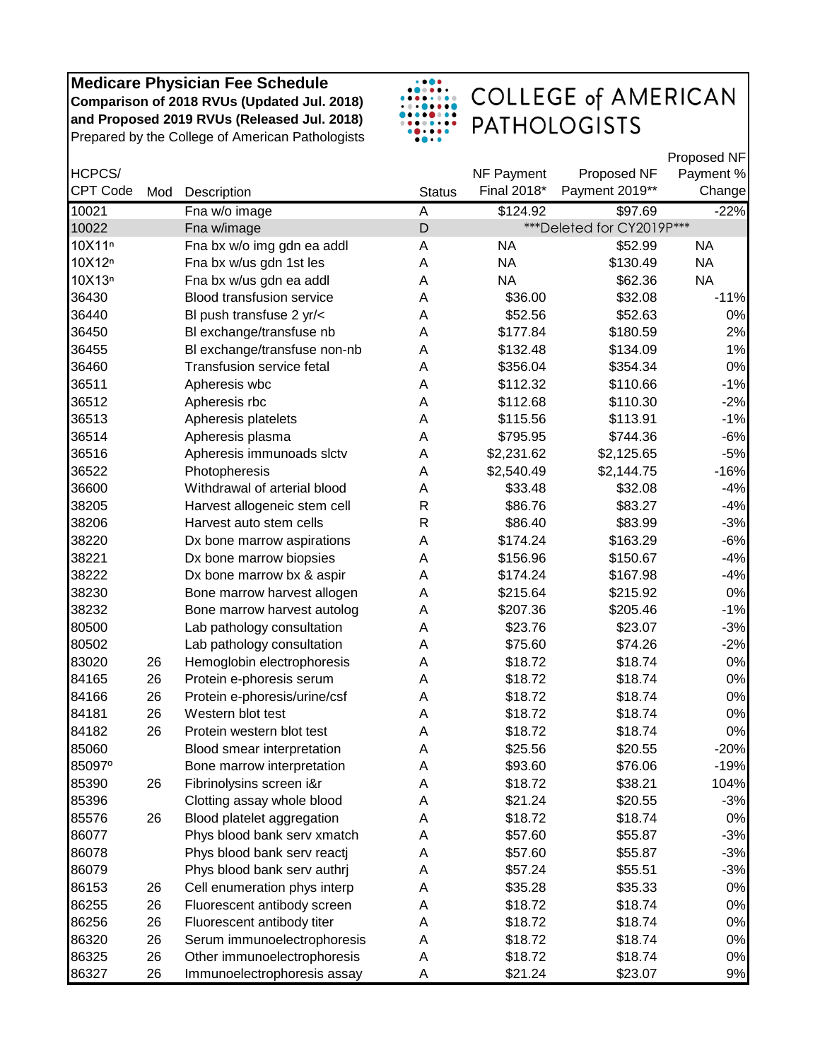**Medicare Physician Fee Schedule**
**Comparison of 2018 RVUs (Updated Jul. 2018)**
**and Proposed 2019 RVUs (Released Jul. 2018)**
Prepared by the College of American Pathologists

COLLEGE of AMERICAN PATHOLOGISTS

| HCPCS/ CPT Code | Mod | Description | Status | NF Payment Final 2018* | Proposed NF Payment 2019** | Proposed NF Payment % Change |
|---|---|---|---|---|---|---|
| 10021 | | Fna w/o image | A | $124.92 | $97.69 | -22% |
| 10022 | | Fna w/image | D | ***Deleted for CY2019P*** | | |
| 10X11[n] | | Fna bx w/o img gdn ea addl | A | NA | $52.99 | NA |
| 10X12[n] | | Fna bx w/us gdn 1st les | A | NA | $130.49 | NA |
| 10X13[n] | | Fna bx w/us gdn ea addl | A | NA | $62.36 | NA |
| 36430 | | Blood transfusion service | A | $36.00 | $32.08 | -11% |
| 36440 | | Bl push transfuse 2 yr/< | A | $52.56 | $52.63 | 0% |
| 36450 | | Bl exchange/transfuse nb | A | $177.84 | $180.59 | 2% |
| 36455 | | Bl exchange/transfuse non-nb | A | $132.48 | $134.09 | 1% |
| 36460 | | Transfusion service fetal | A | $356.04 | $354.34 | 0% |
| 36511 | | Apheresis wbc | A | $112.32 | $110.66 | -1% |
| 36512 | | Apheresis rbc | A | $112.68 | $110.30 | -2% |
| 36513 | | Apheresis platelets | A | $115.56 | $113.91 | -1% |
| 36514 | | Apheresis plasma | A | $795.95 | $744.36 | -6% |
| 36516 | | Apheresis immunoads slctv | A | $2,231.62 | $2,125.65 | -5% |
| 36522 | | Photopheresis | A | $2,540.49 | $2,144.75 | -16% |
| 36600 | | Withdrawal of arterial blood | A | $33.48 | $32.08 | -4% |
| 38205 | | Harvest allogeneic stem cell | R | $86.76 | $83.27 | -4% |
| 38206 | | Harvest auto stem cells | R | $86.40 | $83.99 | -3% |
| 38220 | | Dx bone marrow aspirations | A | $174.24 | $163.29 | -6% |
| 38221 | | Dx bone marrow biopsies | A | $156.96 | $150.67 | -4% |
| 38222 | | Dx bone marrow bx & aspir | A | $174.24 | $167.98 | -4% |
| 38230 | | Bone marrow harvest allogen | A | $215.64 | $215.92 | 0% |
| 38232 | | Bone marrow harvest autolog | A | $207.36 | $205.46 | -1% |
| 80500 | | Lab pathology consultation | A | $23.76 | $23.07 | -3% |
| 80502 | | Lab pathology consultation | A | $75.60 | $74.26 | -2% |
| 83020 | 26 | Hemoglobin electrophoresis | A | $18.72 | $18.74 | 0% |
| 84165 | 26 | Protein e-phoresis serum | A | $18.72 | $18.74 | 0% |
| 84166 | 26 | Protein e-phoresis/urine/csf | A | $18.72 | $18.74 | 0% |
| 84181 | 26 | Western blot test | A | $18.72 | $18.74 | 0% |
| 84182 | 26 | Protein western blot test | A | $18.72 | $18.74 | 0% |
| 85060 | | Blood smear interpretation | A | $25.56 | $20.55 | -20% |
| 85097[o] | | Bone marrow interpretation | A | $93.60 | $76.06 | -19% |
| 85390 | 26 | Fibrinolysins screen i&r | A | $18.72 | $38.21 | 104% |
| 85396 | | Clotting assay whole blood | A | $21.24 | $20.55 | -3% |
| 85576 | 26 | Blood platelet aggregation | A | $18.72 | $18.74 | 0% |
| 86077 | | Phys blood bank serv xmatch | A | $57.60 | $55.87 | -3% |
| 86078 | | Phys blood bank serv reactj | A | $57.60 | $55.87 | -3% |
| 86079 | | Phys blood bank serv authrj | A | $57.24 | $55.51 | -3% |
| 86153 | 26 | Cell enumeration phys interp | A | $35.28 | $35.33 | 0% |
| 86255 | 26 | Fluorescent antibody screen | A | $18.72 | $18.74 | 0% |
| 86256 | 26 | Fluorescent antibody titer | A | $18.72 | $18.74 | 0% |
| 86320 | 26 | Serum immunoelectrophoresis | A | $18.72 | $18.74 | 0% |
| 86325 | 26 | Other immunoelectrophoresis | A | $18.72 | $18.74 | 0% |
| 86327 | 26 | Immunoelectrophoresis assay | A | $21.24 | $23.07 | 9% |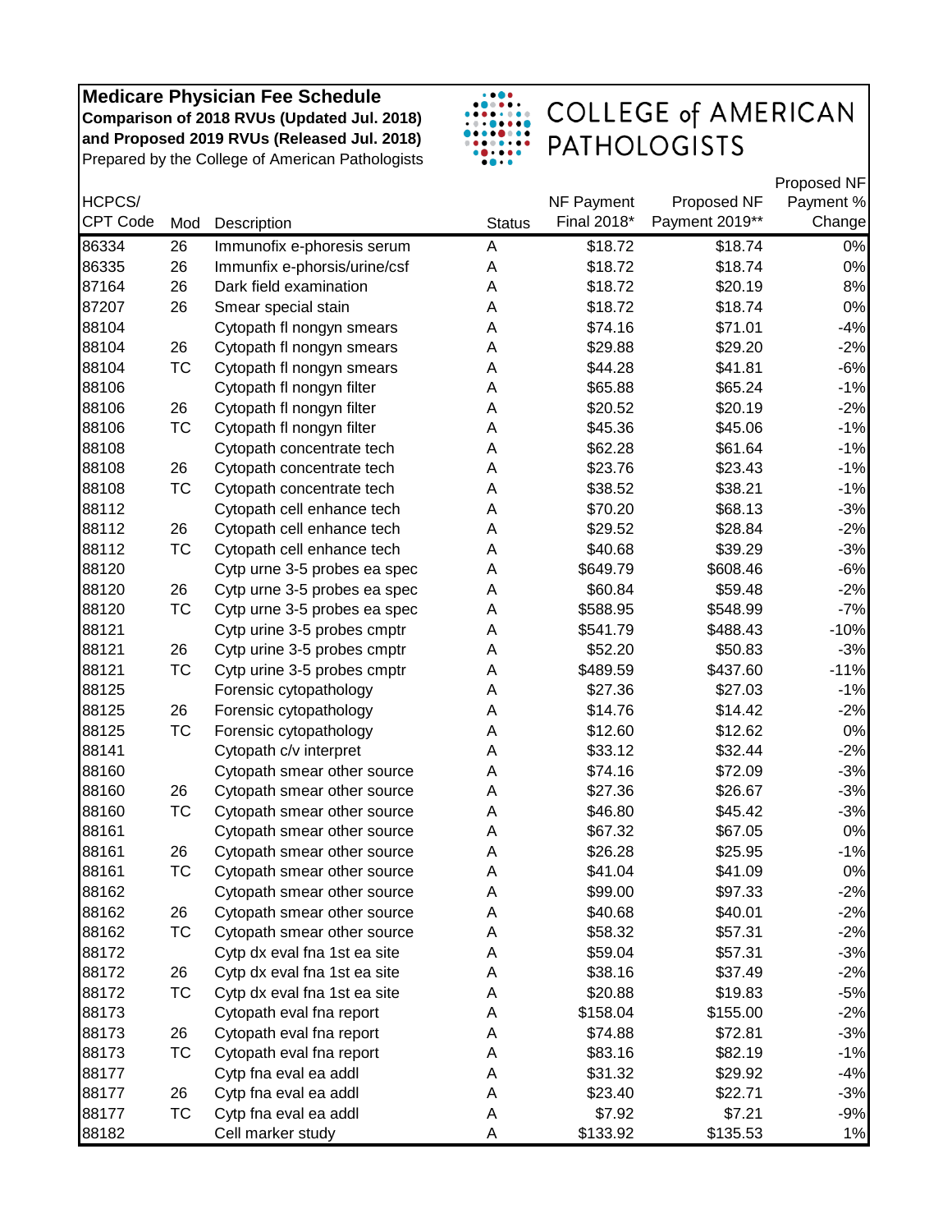**Medicare Physician Fee Schedule**
**Comparison of 2018 RVUs (Updated Jul. 2018)**
**and Proposed 2019 RVUs (Released Jul. 2018)**
Prepared by the College of American Pathologists

COLLEGE of AMERICAN PATHOLOGISTS

| HCPCS/ CPT Code | Mod | Description | Status | NF Payment Final 2018* | Proposed NF Payment 2019** | Proposed NF Payment % Change |
|---|---|---|---|---|---|---|
| 86334 | 26 | Immunofix e-phoresis serum | A | $18.72 | $18.74 | 0% |
| 86335 | 26 | Immunfix e-phorsis/urine/csf | A | $18.72 | $18.74 | 0% |
| 87164 | 26 | Dark field examination | A | $18.72 | $20.19 | 8% |
| 87207 | 26 | Smear special stain | A | $18.72 | $18.74 | 0% |
| 88104 | | Cytopath fl nongyn smears | A | $74.16 | $71.01 | -4% |
| 88104 | 26 | Cytopath fl nongyn smears | A | $29.88 | $29.20 | -2% |
| 88104 | TC | Cytopath fl nongyn smears | A | $44.28 | $41.81 | -6% |
| 88106 | | Cytopath fl nongyn filter | A | $65.88 | $65.24 | -1% |
| 88106 | 26 | Cytopath fl nongyn filter | A | $20.52 | $20.19 | -2% |
| 88106 | TC | Cytopath fl nongyn filter | A | $45.36 | $45.06 | -1% |
| 88108 | | Cytopath concentrate tech | A | $62.28 | $61.64 | -1% |
| 88108 | 26 | Cytopath concentrate tech | A | $23.76 | $23.43 | -1% |
| 88108 | TC | Cytopath concentrate tech | A | $38.52 | $38.21 | -1% |
| 88112 | | Cytopath cell enhance tech | A | $70.20 | $68.13 | -3% |
| 88112 | 26 | Cytopath cell enhance tech | A | $29.52 | $28.84 | -2% |
| 88112 | TC | Cytopath cell enhance tech | A | $40.68 | $39.29 | -3% |
| 88120 | | Cytp urne 3-5 probes ea spec | A | $649.79 | $608.46 | -6% |
| 88120 | 26 | Cytp urne 3-5 probes ea spec | A | $60.84 | $59.48 | -2% |
| 88120 | TC | Cytp urne 3-5 probes ea spec | A | $588.95 | $548.99 | -7% |
| 88121 | | Cytp urine 3-5 probes cmptr | A | $541.79 | $488.43 | -10% |
| 88121 | 26 | Cytp urine 3-5 probes cmptr | A | $52.20 | $50.83 | -3% |
| 88121 | TC | Cytp urine 3-5 probes cmptr | A | $489.59 | $437.60 | -11% |
| 88125 | | Forensic cytopathology | A | $27.36 | $27.03 | -1% |
| 88125 | 26 | Forensic cytopathology | A | $14.76 | $14.42 | -2% |
| 88125 | TC | Forensic cytopathology | A | $12.60 | $12.62 | 0% |
| 88141 | | Cytopath c/v interpret | A | $33.12 | $32.44 | -2% |
| 88160 | | Cytopath smear other source | A | $74.16 | $72.09 | -3% |
| 88160 | 26 | Cytopath smear other source | A | $27.36 | $26.67 | -3% |
| 88160 | TC | Cytopath smear other source | A | $46.80 | $45.42 | -3% |
| 88161 | | Cytopath smear other source | A | $67.32 | $67.05 | 0% |
| 88161 | 26 | Cytopath smear other source | A | $26.28 | $25.95 | -1% |
| 88161 | TC | Cytopath smear other source | A | $41.04 | $41.09 | 0% |
| 88162 | | Cytopath smear other source | A | $99.00 | $97.33 | -2% |
| 88162 | 26 | Cytopath smear other source | A | $40.68 | $40.01 | -2% |
| 88162 | TC | Cytopath smear other source | A | $58.32 | $57.31 | -2% |
| 88172 | | Cytp dx eval fna 1st ea site | A | $59.04 | $57.31 | -3% |
| 88172 | 26 | Cytp dx eval fna 1st ea site | A | $38.16 | $37.49 | -2% |
| 88172 | TC | Cytp dx eval fna 1st ea site | A | $20.88 | $19.83 | -5% |
| 88173 | | Cytopath eval fna report | A | $158.04 | $155.00 | -2% |
| 88173 | 26 | Cytopath eval fna report | A | $74.88 | $72.81 | -3% |
| 88173 | TC | Cytopath eval fna report | A | $83.16 | $82.19 | -1% |
| 88177 | | Cytp fna eval ea addl | A | $31.32 | $29.92 | -4% |
| 88177 | 26 | Cytp fna eval ea addl | A | $23.40 | $22.71 | -3% |
| 88177 | TC | Cytp fna eval ea addl | A | $7.92 | $7.21 | -9% |
| 88182 | | Cell marker study | A | $133.92 | $135.53 | 1% |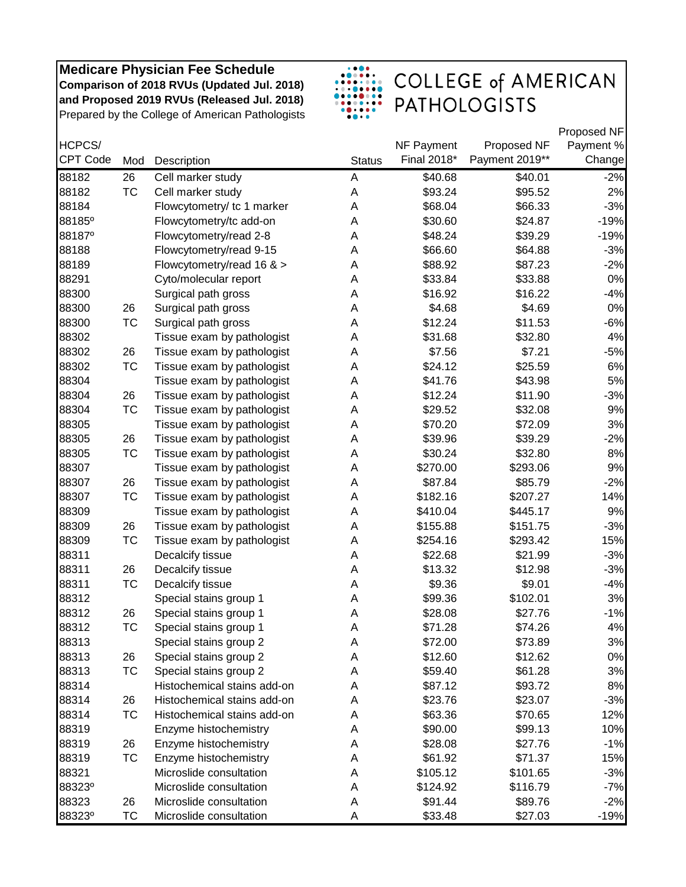**Medicare Physician Fee Schedule**
**Comparison of 2018 RVUs (Updated Jul. 2018)**
**and Proposed 2019 RVUs (Released Jul. 2018)**
Prepared by the College of American Pathologists

COLLEGE of AMERICAN PATHOLOGISTS

| HCPCS/ CPT Code | Mod | Description | Status | NF Payment Final 2018* | Proposed NF Payment 2019** | Proposed NF Payment % Change |
|---|---|---|---|---|---|---|
| 88182 | 26 | Cell marker study | A | $40.68 | $40.01 | -2% |
| 88182 | TC | Cell marker study | A | $93.24 | $95.52 | 2% |
| 88184 | | Flowcytometry/ tc 1 marker | A | $68.04 | $66.33 | -3% |
| 88185º | | Flowcytometry/tc add-on | A | $30.60 | $24.87 | -19% |
| 88187º | | Flowcytometry/read 2-8 | A | $48.24 | $39.29 | -19% |
| 88188 | | Flowcytometry/read 9-15 | A | $66.60 | $64.88 | -3% |
| 88189 | | Flowcytometry/read 16 & > | A | $88.92 | $87.23 | -2% |
| 88291 | | Cyto/molecular report | A | $33.84 | $33.88 | 0% |
| 88300 | | Surgical path gross | A | $16.92 | $16.22 | -4% |
| 88300 | 26 | Surgical path gross | A | $4.68 | $4.69 | 0% |
| 88300 | TC | Surgical path gross | A | $12.24 | $11.53 | -6% |
| 88302 | | Tissue exam by pathologist | A | $31.68 | $32.80 | 4% |
| 88302 | 26 | Tissue exam by pathologist | A | $7.56 | $7.21 | -5% |
| 88302 | TC | Tissue exam by pathologist | A | $24.12 | $25.59 | 6% |
| 88304 | | Tissue exam by pathologist | A | $41.76 | $43.98 | 5% |
| 88304 | 26 | Tissue exam by pathologist | A | $12.24 | $11.90 | -3% |
| 88304 | TC | Tissue exam by pathologist | A | $29.52 | $32.08 | 9% |
| 88305 | | Tissue exam by pathologist | A | $70.20 | $72.09 | 3% |
| 88305 | 26 | Tissue exam by pathologist | A | $39.96 | $39.29 | -2% |
| 88305 | TC | Tissue exam by pathologist | A | $30.24 | $32.80 | 8% |
| 88307 | | Tissue exam by pathologist | A | $270.00 | $293.06 | 9% |
| 88307 | 26 | Tissue exam by pathologist | A | $87.84 | $85.79 | -2% |
| 88307 | TC | Tissue exam by pathologist | A | $182.16 | $207.27 | 14% |
| 88309 | | Tissue exam by pathologist | A | $410.04 | $445.17 | 9% |
| 88309 | 26 | Tissue exam by pathologist | A | $155.88 | $151.75 | -3% |
| 88309 | TC | Tissue exam by pathologist | A | $254.16 | $293.42 | 15% |
| 88311 | | Decalcify tissue | A | $22.68 | $21.99 | -3% |
| 88311 | 26 | Decalcify tissue | A | $13.32 | $12.98 | -3% |
| 88311 | TC | Decalcify tissue | A | $9.36 | $9.01 | -4% |
| 88312 | | Special stains group 1 | A | $99.36 | $102.01 | 3% |
| 88312 | 26 | Special stains group 1 | A | $28.08 | $27.76 | -1% |
| 88312 | TC | Special stains group 1 | A | $71.28 | $74.26 | 4% |
| 88313 | | Special stains group 2 | A | $72.00 | $73.89 | 3% |
| 88313 | 26 | Special stains group 2 | A | $12.60 | $12.62 | 0% |
| 88313 | TC | Special stains group 2 | A | $59.40 | $61.28 | 3% |
| 88314 | | Histochemical stains add-on | A | $87.12 | $93.72 | 8% |
| 88314 | 26 | Histochemical stains add-on | A | $23.76 | $23.07 | -3% |
| 88314 | TC | Histochemical stains add-on | A | $63.36 | $70.65 | 12% |
| 88319 | | Enzyme histochemistry | A | $90.00 | $99.13 | 10% |
| 88319 | 26 | Enzyme histochemistry | A | $28.08 | $27.76 | -1% |
| 88319 | TC | Enzyme histochemistry | A | $61.92 | $71.37 | 15% |
| 88321 | | Microslide consultation | A | $105.12 | $101.65 | -3% |
| 88323º | | Microslide consultation | A | $124.92 | $116.79 | -7% |
| 88323 | 26 | Microslide consultation | A | $91.44 | $89.76 | -2% |
| 88323º | TC | Microslide consultation | A | $33.48 | $27.03 | -19% |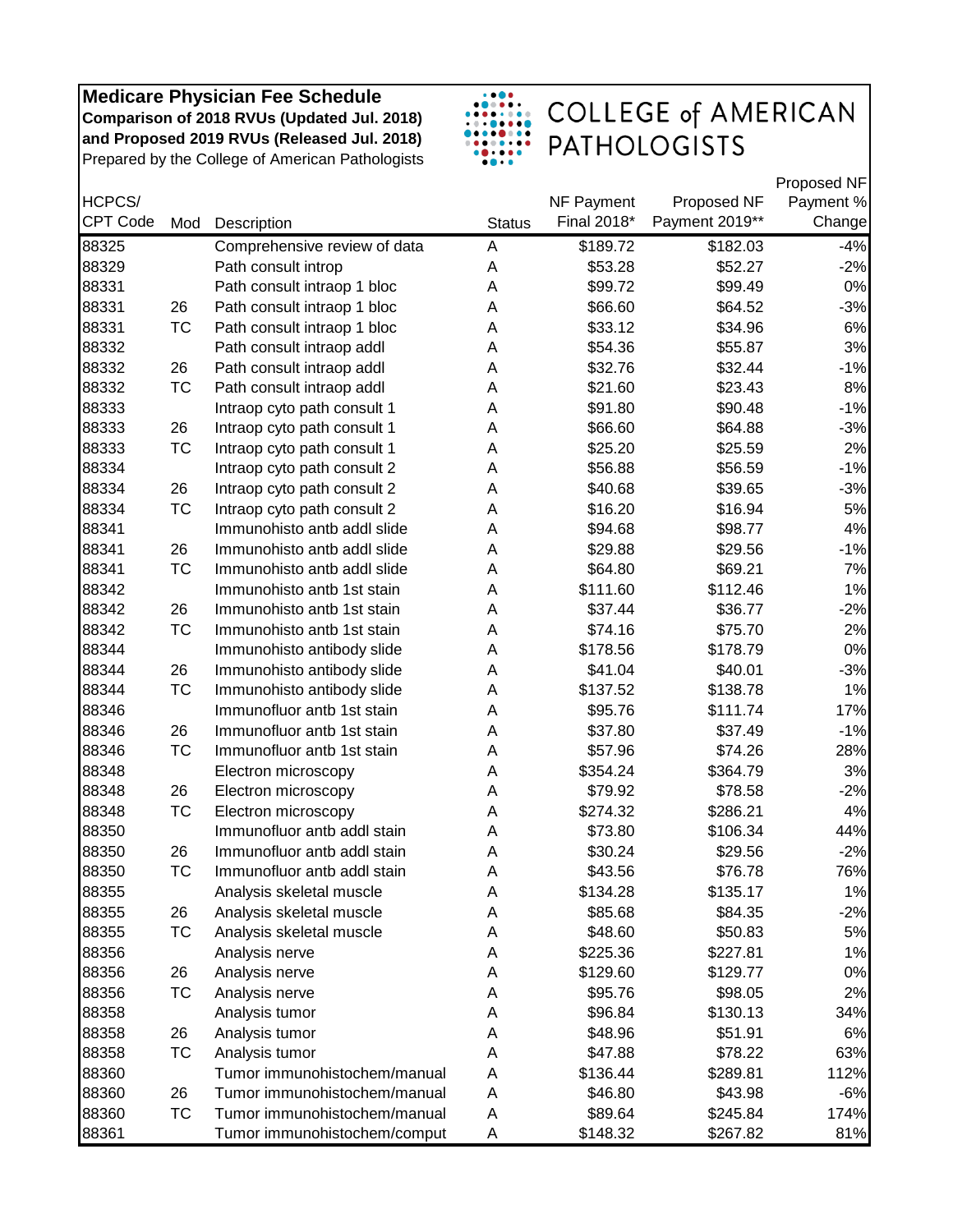**Medicare Physician Fee Schedule**
**Comparison of 2018 RVUs (Updated Jul. 2018)**
**and Proposed 2019 RVUs (Released Jul. 2018)**
Prepared by the College of American Pathologists

COLLEGE of AMERICAN PATHOLOGISTS

| HCPCS/ CPT Code | Mod | Description | Status | NF Payment Final 2018* | Proposed NF Payment 2019** | Proposed NF Payment % Change |
|---|---|---|---|---|---|---|
| 88325 | | Comprehensive review of data | A | $189.72 | $182.03 | -4% |
| 88329 | | Path consult introp | A | $53.28 | $52.27 | -2% |
| 88331 | | Path consult intraop 1 bloc | A | $99.72 | $99.49 | 0% |
| 88331 | 26 | Path consult intraop 1 bloc | A | $66.60 | $64.52 | -3% |
| 88331 | TC | Path consult intraop 1 bloc | A | $33.12 | $34.96 | 6% |
| 88332 | | Path consult intraop addl | A | $54.36 | $55.87 | 3% |
| 88332 | 26 | Path consult intraop addl | A | $32.76 | $32.44 | -1% |
| 88332 | TC | Path consult intraop addl | A | $21.60 | $23.43 | 8% |
| 88333 | | Intraop cyto path consult 1 | A | $91.80 | $90.48 | -1% |
| 88333 | 26 | Intraop cyto path consult 1 | A | $66.60 | $64.88 | -3% |
| 88333 | TC | Intraop cyto path consult 1 | A | $25.20 | $25.59 | 2% |
| 88334 | | Intraop cyto path consult 2 | A | $56.88 | $56.59 | -1% |
| 88334 | 26 | Intraop cyto path consult 2 | A | $40.68 | $39.65 | -3% |
| 88334 | TC | Intraop cyto path consult 2 | A | $16.20 | $16.94 | 5% |
| 88341 | | Immunohisto antb addl slide | A | $94.68 | $98.77 | 4% |
| 88341 | 26 | Immunohisto antb addl slide | A | $29.88 | $29.56 | -1% |
| 88341 | TC | Immunohisto antb addl slide | A | $64.80 | $69.21 | 7% |
| 88342 | | Immunohisto antb 1st stain | A | $111.60 | $112.46 | 1% |
| 88342 | 26 | Immunohisto antb 1st stain | A | $37.44 | $36.77 | -2% |
| 88342 | TC | Immunohisto antb 1st stain | A | $74.16 | $75.70 | 2% |
| 88344 | | Immunohisto antibody slide | A | $178.56 | $178.79 | 0% |
| 88344 | 26 | Immunohisto antibody slide | A | $41.04 | $40.01 | -3% |
| 88344 | TC | Immunohisto antibody slide | A | $137.52 | $138.78 | 1% |
| 88346 | | Immunofluor antb 1st stain | A | $95.76 | $111.74 | 17% |
| 88346 | 26 | Immunofluor antb 1st stain | A | $37.80 | $37.49 | -1% |
| 88346 | TC | Immunofluor antb 1st stain | A | $57.96 | $74.26 | 28% |
| 88348 | | Electron microscopy | A | $354.24 | $364.79 | 3% |
| 88348 | 26 | Electron microscopy | A | $79.92 | $78.58 | -2% |
| 88348 | TC | Electron microscopy | A | $274.32 | $286.21 | 4% |
| 88350 | | Immunofluor antb addl stain | A | $73.80 | $106.34 | 44% |
| 88350 | 26 | Immunofluor antb addl stain | A | $30.24 | $29.56 | -2% |
| 88350 | TC | Immunofluor antb addl stain | A | $43.56 | $76.78 | 76% |
| 88355 | | Analysis skeletal muscle | A | $134.28 | $135.17 | 1% |
| 88355 | 26 | Analysis skeletal muscle | A | $85.68 | $84.35 | -2% |
| 88355 | TC | Analysis skeletal muscle | A | $48.60 | $50.83 | 5% |
| 88356 | | Analysis nerve | A | $225.36 | $227.81 | 1% |
| 88356 | 26 | Analysis nerve | A | $129.60 | $129.77 | 0% |
| 88356 | TC | Analysis nerve | A | $95.76 | $98.05 | 2% |
| 88358 | | Analysis tumor | A | $96.84 | $130.13 | 34% |
| 88358 | 26 | Analysis tumor | A | $48.96 | $51.91 | 6% |
| 88358 | TC | Analysis tumor | A | $47.88 | $78.22 | 63% |
| 88360 | | Tumor immunohistochem/manual | A | $136.44 | $289.81 | 112% |
| 88360 | 26 | Tumor immunohistochem/manual | A | $46.80 | $43.98 | -6% |
| 88360 | TC | Tumor immunohistochem/manual | A | $89.64 | $245.84 | 174% |
| 88361 | | Tumor immunohistochem/comput | A | $148.32 | $267.82 | 81% |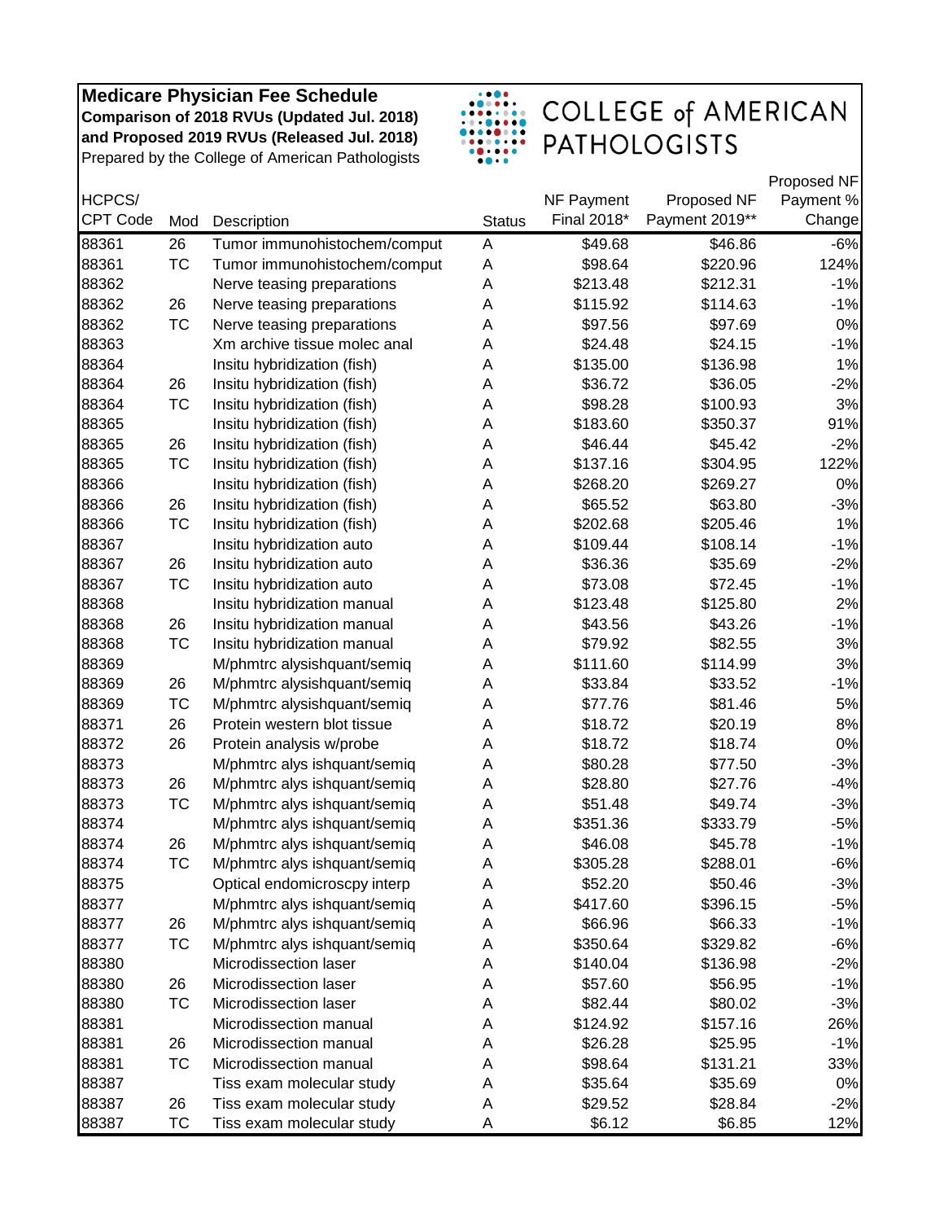**Medicare Physician Fee Schedule**
**Comparison of 2018 RVUs (Updated Jul. 2018)**
**and Proposed 2019 RVUs (Released Jul. 2018)**
Prepared by the College of American Pathologists

COLLEGE of AMERICAN PATHOLOGISTS

| HCPCS/ CPT Code | Mod | Description | Status | NF Payment Final 2018* | Proposed NF Payment 2019** | Proposed NF Payment % Change |
|---|---|---|---|---|---|---|
| 88361 | 26 | Tumor immunohistochem/comput | A | $49.68 | $46.86 | -6% |
| 88361 | TC | Tumor immunohistochem/comput | A | $98.64 | $220.96 | 124% |
| 88362 | | Nerve teasing preparations | A | $213.48 | $212.31 | -1% |
| 88362 | 26 | Nerve teasing preparations | A | $115.92 | $114.63 | -1% |
| 88362 | TC | Nerve teasing preparations | A | $97.56 | $97.69 | 0% |
| 88363 | | Xm archive tissue molec anal | A | $24.48 | $24.15 | -1% |
| 88364 | | Insitu hybridization (fish) | A | $135.00 | $136.98 | 1% |
| 88364 | 26 | Insitu hybridization (fish) | A | $36.72 | $36.05 | -2% |
| 88364 | TC | Insitu hybridization (fish) | A | $98.28 | $100.93 | 3% |
| 88365 | | Insitu hybridization (fish) | A | $183.60 | $350.37 | 91% |
| 88365 | 26 | Insitu hybridization (fish) | A | $46.44 | $45.42 | -2% |
| 88365 | TC | Insitu hybridization (fish) | A | $137.16 | $304.95 | 122% |
| 88366 | | Insitu hybridization (fish) | A | $268.20 | $269.27 | 0% |
| 88366 | 26 | Insitu hybridization (fish) | A | $65.52 | $63.80 | -3% |
| 88366 | TC | Insitu hybridization (fish) | A | $202.68 | $205.46 | 1% |
| 88367 | | Insitu hybridization auto | A | $109.44 | $108.14 | -1% |
| 88367 | 26 | Insitu hybridization auto | A | $36.36 | $35.69 | -2% |
| 88367 | TC | Insitu hybridization auto | A | $73.08 | $72.45 | -1% |
| 88368 | | Insitu hybridization manual | A | $123.48 | $125.80 | 2% |
| 88368 | 26 | Insitu hybridization manual | A | $43.56 | $43.26 | -1% |
| 88368 | TC | Insitu hybridization manual | A | $79.92 | $82.55 | 3% |
| 88369 | | M/phmtrc alysishquant/semiq | A | $111.60 | $114.99 | 3% |
| 88369 | 26 | M/phmtrc alysishquant/semiq | A | $33.84 | $33.52 | -1% |
| 88369 | TC | M/phmtrc alysishquant/semiq | A | $77.76 | $81.46 | 5% |
| 88371 | 26 | Protein western blot tissue | A | $18.72 | $20.19 | 8% |
| 88372 | 26 | Protein analysis w/probe | A | $18.72 | $18.74 | 0% |
| 88373 | | M/phmtrc alys ishquant/semiq | A | $80.28 | $77.50 | -3% |
| 88373 | 26 | M/phmtrc alys ishquant/semiq | A | $28.80 | $27.76 | -4% |
| 88373 | TC | M/phmtrc alys ishquant/semiq | A | $51.48 | $49.74 | -3% |
| 88374 | | M/phmtrc alys ishquant/semiq | A | $351.36 | $333.79 | -5% |
| 88374 | 26 | M/phmtrc alys ishquant/semiq | A | $46.08 | $45.78 | -1% |
| 88374 | TC | M/phmtrc alys ishquant/semiq | A | $305.28 | $288.01 | -6% |
| 88375 | | Optical endomicroscpy interp | A | $52.20 | $50.46 | -3% |
| 88377 | | M/phmtrc alys ishquant/semiq | A | $417.60 | $396.15 | -5% |
| 88377 | 26 | M/phmtrc alys ishquant/semiq | A | $66.96 | $66.33 | -1% |
| 88377 | TC | M/phmtrc alys ishquant/semiq | A | $350.64 | $329.82 | -6% |
| 88380 | | Microdissection laser | A | $140.04 | $136.98 | -2% |
| 88380 | 26 | Microdissection laser | A | $57.60 | $56.95 | -1% |
| 88380 | TC | Microdissection laser | A | $82.44 | $80.02 | -3% |
| 88381 | | Microdissection manual | A | $124.92 | $157.16 | 26% |
| 88381 | 26 | Microdissection manual | A | $26.28 | $25.95 | -1% |
| 88381 | TC | Microdissection manual | A | $98.64 | $131.21 | 33% |
| 88387 | | Tiss exam molecular study | A | $35.64 | $35.69 | 0% |
| 88387 | 26 | Tiss exam molecular study | A | $29.52 | $28.84 | -2% |
| 88387 | TC | Tiss exam molecular study | A | $6.12 | $6.85 | 12% |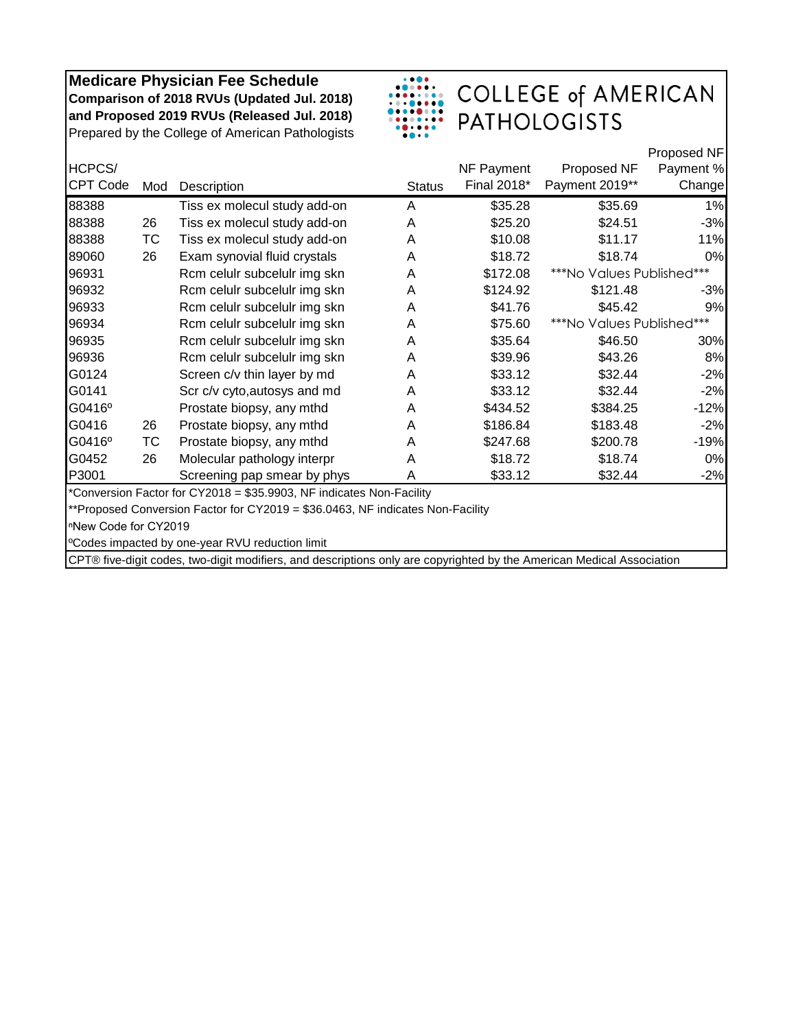**Medicare Physician Fee Schedule**
**Comparison of 2018 RVUs (Updated Jul. 2018)**
**and Proposed 2019 RVUs (Released Jul. 2018)**
Prepared by the College of American Pathologists

COLLEGE of AMERICAN PATHOLOGISTS

| HCPCS/ CPT Code | Mod | Description | Status | NF Payment Final 2018* | Proposed NF Payment 2019** | Proposed NF Payment % Change |
|---|---|---|---|---|---|---|
| 88388 | | Tiss ex molecul study add-on | A | $35.28 | $35.69 | 1% |
| 88388 | 26 | Tiss ex molecul study add-on | A | $25.20 | $24.51 | -3% |
| 88388 | TC | Tiss ex molecul study add-on | A | $10.08 | $11.17 | 11% |
| 89060 | 26 | Exam synovial fluid crystals | A | $18.72 | $18.74 | 0% |
| 96931 | | Rcm celulr subcelulr img skn | A | $172.08 | ***No Values Published*** | |
| 96932 | | Rcm celulr subcelulr img skn | A | $124.92 | $121.48 | -3% |
| 96933 | | Rcm celulr subcelulr img skn | A | $41.76 | $45.42 | 9% |
| 96934 | | Rcm celulr subcelulr img skn | A | $75.60 | ***No Values Published*** | |
| 96935 | | Rcm celulr subcelulr img skn | A | $35.64 | $46.50 | 30% |
| 96936 | | Rcm celulr subcelulr img skn | A | $39.96 | $43.26 | 8% |
| G0124 | | Screen c/v thin layer by md | A | $33.12 | $32.44 | -2% |
| G0141 | | Scr c/v cyto,autosys and md | A | $33.12 | $32.44 | -2% |
| G0416[o] | | Prostate biopsy, any mthd | A | $434.52 | $384.25 | -12% |
| G0416 | 26 | Prostate biopsy, any mthd | A | $186.84 | $183.48 | -2% |
| G0416[o] | TC | Prostate biopsy, any mthd | A | $247.68 | $200.78 | -19% |
| G0452 | 26 | Molecular pathology interpr | A | $18.72 | $18.74 | 0% |
| P3001 | | Screening pap smear by phys | A | $33.12 | $32.44 | -2% |

*Conversion Factor for CY2018 = $35.9903, NF indicates Non-Facility

**Proposed Conversion Factor for CY2019 = $36.0463, NF indicates Non-Facility

[n]New Code for CY2019

[o]Codes impacted by one-year RVU reduction limit

CPT® five-digit codes, two-digit modifiers, and descriptions only are copyrighted by the American Medical Association